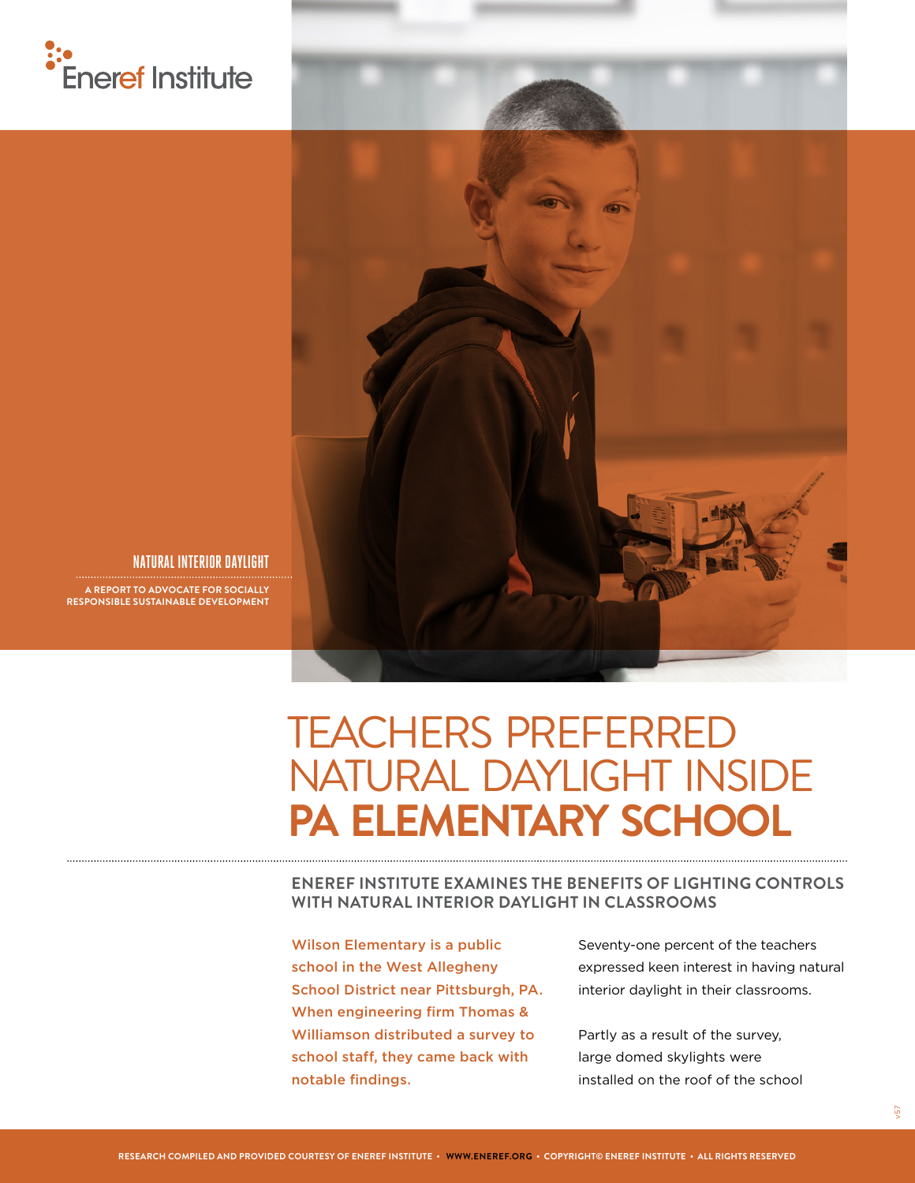Eneref Institute

NATURAL INTERIOR DAYLIGHT

A REPORT TO ADVOCATE FOR SOCIALLY RESPONSIBLE SUSTAINABLE DEVELOPMENT

# TEACHERS PREFERRED NATURAL DAYLIGHT INSIDE **PA ELEMENTARY SCHOOL**

## ENEREF INSTITUTE EXAMINES THE BENEFITS OF LIGHTING CONTROLS WITH NATURAL INTERIOR DAYLIGHT IN CLASSROOMS

Wilson Elementary is a public school in the West Allegheny School District near Pittsburgh, PA. When engineering firm Thomas & Williamson distributed a survey to school staff, they came back with notable findings.

Seventy-one percent of the teachers expressed keen interest in having natural interior daylight in their classrooms.

Partly as a result of the survey, large domed skylights were installed on the roof of the school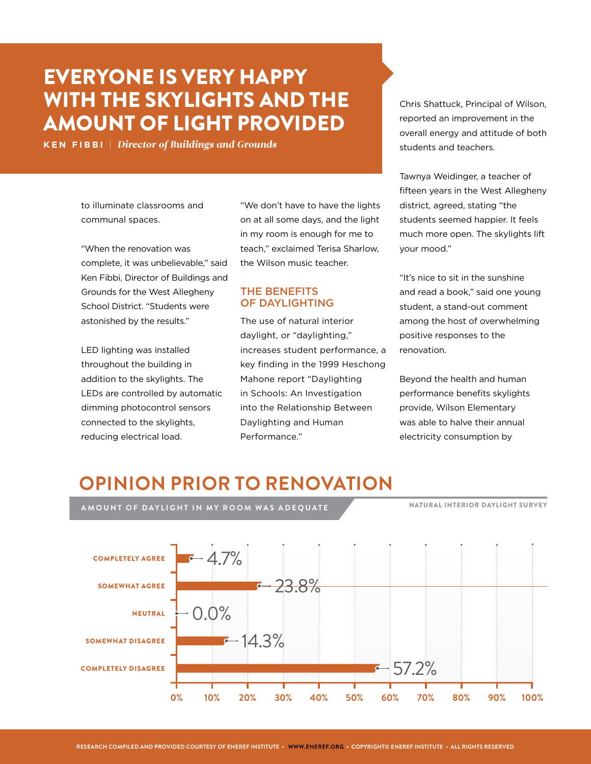# EVERYONE IS VERY HAPPY WITH THE SKYLIGHTS AND THE AMOUNT OF LIGHT PROVIDED

**KEN FIBBI** | *Director of Buildings and Grounds*

to illuminate classrooms and communal spaces.

"When the renovation was complete, it was unbelievable," said Ken Fibbi, Director of Buildings and Grounds for the West Allegheny School District. "Students were astonished by the results."

LED lighting was installed throughout the building in addition to the skylights. The LEDs are controlled by automatic dimming photocontrol sensors connected to the skylights, reducing electrical load.

"We don't have to have the lights on at all some days, and the light in my room is enough for me to teach," exclaimed Terisa Sharlow, the Wilson music teacher.

## THE BENEFITS OF DAYLIGHTING

The use of natural interior daylight, or "daylighting," increases student performance, a key finding in the 1999 Heschong Mahone report "Daylighting in Schools: An Investigation into the Relationship Between Daylighting and Human Performance."

Chris Shattuck, Principal of Wilson, reported an improvement in the overall energy and attitude of both students and teachers.

Tawnya Weidinger, a teacher of fifteen years in the West Allegheny district, agreed, stating "the students seemed happier. It feels much more open. The skylights lift your mood."

"It's nice to sit in the sunshine and read a book," said one young student, a stand-out comment among the host of overwhelming positive responses to the renovation.

Beyond the health and human performance benefits skylights provide, Wilson Elementary was able to halve their annual electricity consumption by

# OPINION PRIOR TO RENOVATION

**AMOUNT OF DAYLIGHT IN MY ROOM WAS ADEQUATE**

NATURAL INTERIOR DAYLIGHT SURVEY

| Response | Percentage |
|---|---|
| COMPLETELY AGREE | 4.7% |
| SOMEWHAT AGREE | 23.8% |
| NEUTRAL | 0.0% |
| SOMEWHAT DISAGREE | 14.3% |
| COMPLETELY DISAGREE | 57.2% |

RESEARCH COMPILED AND PROVIDED COURTESY OF ENEREF INSTITUTE • WWW.ENEREF.ORG • COPYRIGHT© ENEREF INSTITUTE • ALL RIGHTS RESERVED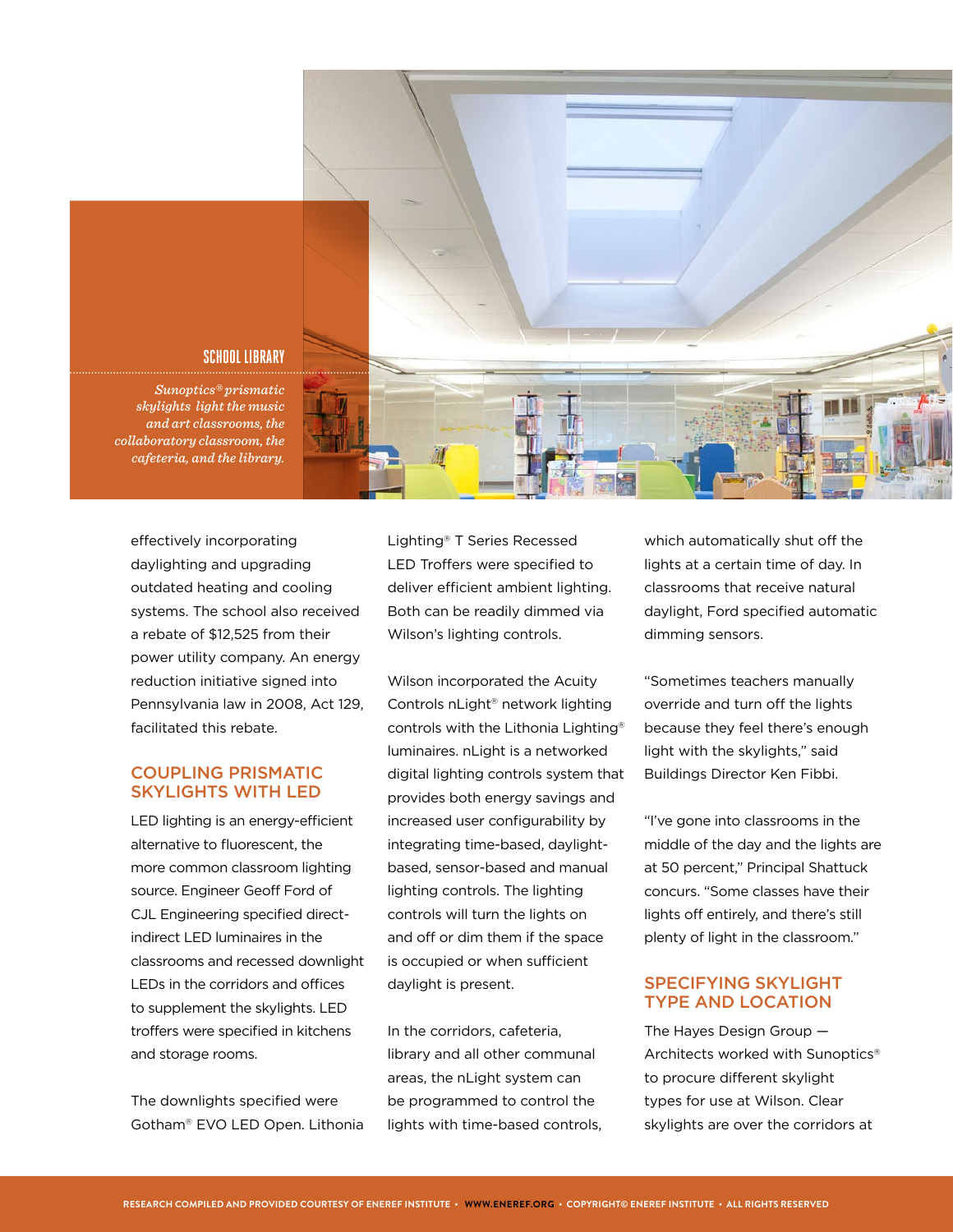SCHOOL LIBRARY

*Sunoptics® prismatic skylights light the music and art classrooms, the collaboratory classroom, the cafeteria, and the library.*

effectively incorporating daylighting and upgrading outdated heating and cooling systems. The school also received a rebate of $12,525 from their power utility company. An energy reduction initiative signed into Pennsylvania law in 2008, Act 129, facilitated this rebate.

## COUPLING PRISMATIC SKYLIGHTS WITH LED

LED lighting is an energy-efficient alternative to fluorescent, the more common classroom lighting source. Engineer Geoff Ford of CJL Engineering specified direct-indirect LED luminaires in the classrooms and recessed downlight LEDs in the corridors and offices to supplement the skylights. LED troffers were specified in kitchens and storage rooms.

The downlights specified were Gotham® EVO LED Open. Lithonia Lighting® T Series Recessed LED Troffers were specified to deliver efficient ambient lighting. Both can be readily dimmed via Wilson's lighting controls.

Wilson incorporated the Acuity Controls nLight® network lighting controls with the Lithonia Lighting® luminaires. nLight is a networked digital lighting controls system that provides both energy savings and increased user configurability by integrating time-based, daylight-based, sensor-based and manual lighting controls. The lighting controls will turn the lights on and off or dim them if the space is occupied or when sufficient daylight is present.

In the corridors, cafeteria, library and all other communal areas, the nLight system can be programmed to control the lights with time-based controls, which automatically shut off the lights at a certain time of day. In classrooms that receive natural daylight, Ford specified automatic dimming sensors.

"Sometimes teachers manually override and turn off the lights because they feel there's enough light with the skylights," said Buildings Director Ken Fibbi.

"I've gone into classrooms in the middle of the day and the lights are at 50 percent," Principal Shattuck concurs. "Some classes have their lights off entirely, and there's still plenty of light in the classroom."

## SPECIFYING SKYLIGHT TYPE AND LOCATION

The Hayes Design Group — Architects worked with Sunoptics® to procure different skylight types for use at Wilson. Clear skylights are over the corridors at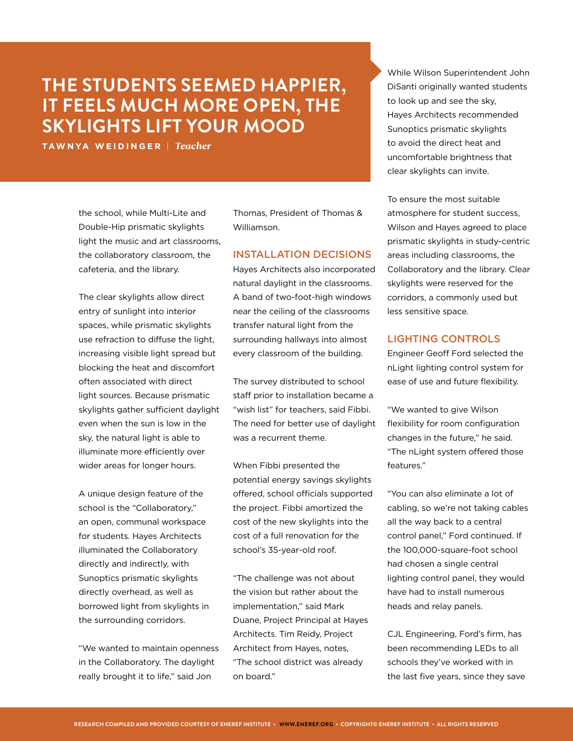> **THE STUDENTS SEEMED HAPPIER, IT FEELS MUCH MORE OPEN, THE SKYLIGHTS LIFT YOUR MOOD**
>
> **TAWNYA WEIDINGER** | *Teacher*

While Wilson Superintendent John DiSanti originally wanted students to look up and see the sky, Hayes Architects recommended Sunoptics prismatic skylights to avoid the direct heat and uncomfortable brightness that clear skylights can invite.

the school, while Multi-Lite and Double-Hip prismatic skylights light the music and art classrooms, the collaboratory classroom, the cafeteria, and the library.

The clear skylights allow direct entry of sunlight into interior spaces, while prismatic skylights use refraction to diffuse the light, increasing visible light spread but blocking the heat and discomfort often associated with direct light sources. Because prismatic skylights gather sufficient daylight even when the sun is low in the sky, the natural light is able to illuminate more efficiently over wider areas for longer hours.

A unique design feature of the school is the "Collaboratory," an open, communal workspace for students. Hayes Architects illuminated the Collaboratory directly and indirectly, with Sunoptics prismatic skylights directly overhead, as well as borrowed light from skylights in the surrounding corridors.

"We wanted to maintain openness in the Collaboratory. The daylight really brought it to life," said Jon Thomas, President of Thomas & Williamson.

## INSTALLATION DECISIONS

Hayes Architects also incorporated natural daylight in the classrooms. A band of two-foot-high windows near the ceiling of the classrooms transfer natural light from the surrounding hallways into almost every classroom of the building.

The survey distributed to school staff prior to installation became a "wish list" for teachers, said Fibbi. The need for better use of daylight was a recurrent theme.

When Fibbi presented the potential energy savings skylights offered, school officials supported the project. Fibbi amortized the cost of the new skylights into the cost of a full renovation for the school's 35-year-old roof.

"The challenge was not about the vision but rather about the implementation," said Mark Duane, Project Principal at Hayes Architects. Tim Reidy, Project Architect from Hayes, notes, "The school district was already on board."

To ensure the most suitable atmosphere for student success, Wilson and Hayes agreed to place prismatic skylights in study-centric areas including classrooms, the Collaboratory and the library. Clear skylights were reserved for the corridors, a commonly used but less sensitive space.

## LIGHTING CONTROLS

Engineer Geoff Ford selected the nLight lighting control system for ease of use and future flexibility.

"We wanted to give Wilson flexibility for room configuration changes in the future," he said. "The nLight system offered those features."

"You can also eliminate a lot of cabling, so we're not taking cables all the way back to a central control panel," Ford continued. If the 100,000-square-foot school had chosen a single central lighting control panel, they would have had to install numerous heads and relay panels.

CJL Engineering, Ford's firm, has been recommending LEDs to all schools they've worked with in the last five years, since they save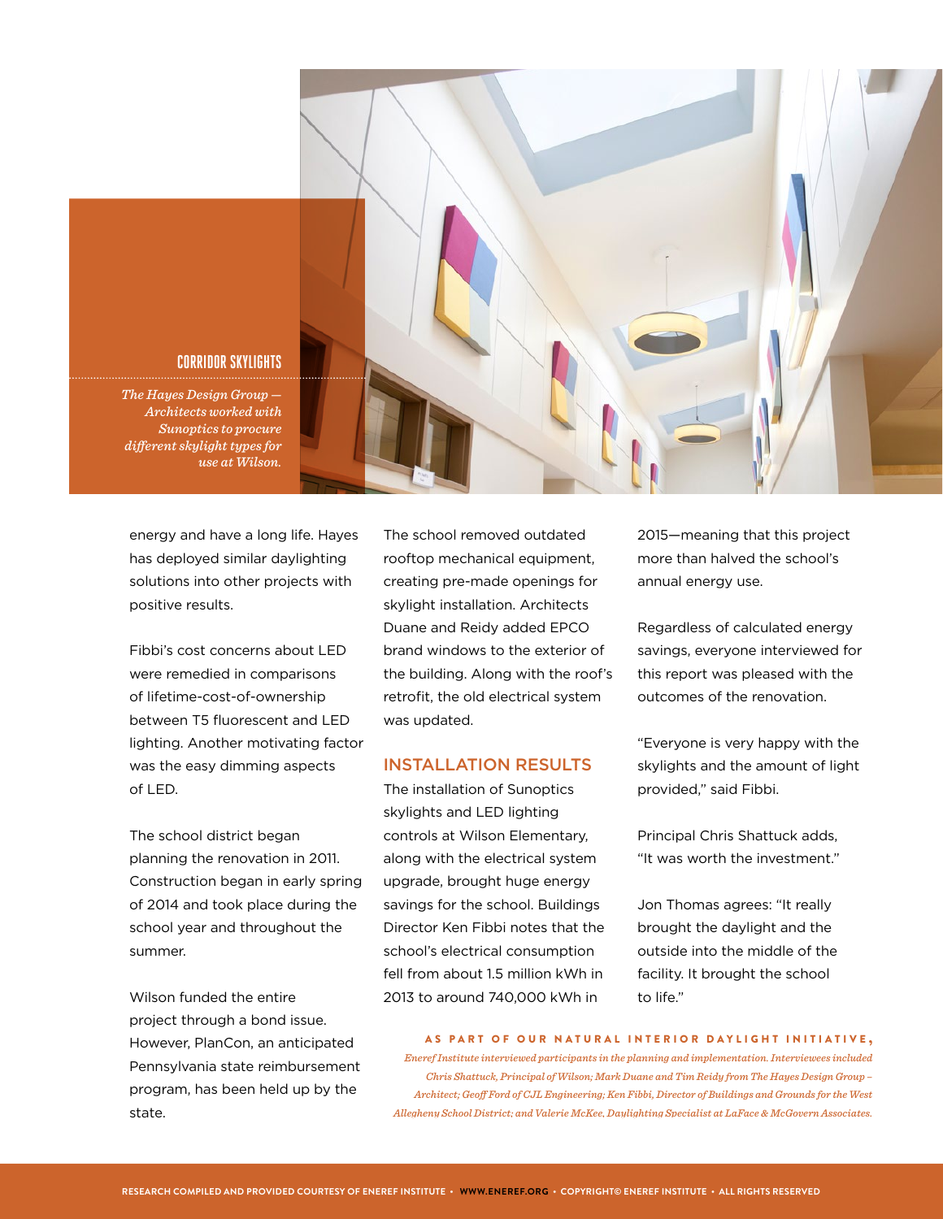**CORRIDOR SKYLIGHTS**

*The Hayes Design Group — Architects worked with Sunoptics to procure different skylight types for use at Wilson.*

energy and have a long life. Hayes has deployed similar daylighting solutions into other projects with positive results.

Fibbi's cost concerns about LED were remedied in comparisons of lifetime-cost-of-ownership between T5 fluorescent and LED lighting. Another motivating factor was the easy dimming aspects of LED.

The school district began planning the renovation in 2011. Construction began in early spring of 2014 and took place during the school year and throughout the summer.

Wilson funded the entire project through a bond issue. However, PlanCon, an anticipated Pennsylvania state reimbursement program, has been held up by the state.

The school removed outdated rooftop mechanical equipment, creating pre-made openings for skylight installation. Architects Duane and Reidy added EPCO brand windows to the exterior of the building. Along with the roof's retrofit, the old electrical system was updated.

## INSTALLATION RESULTS

The installation of Sunoptics skylights and LED lighting controls at Wilson Elementary, along with the electrical system upgrade, brought huge energy savings for the school. Buildings Director Ken Fibbi notes that the school's electrical consumption fell from about 1.5 million kWh in 2013 to around 740,000 kWh in 2015—meaning that this project more than halved the school's annual energy use.

Regardless of calculated energy savings, everyone interviewed for this report was pleased with the outcomes of the renovation.

"Everyone is very happy with the skylights and the amount of light provided," said Fibbi.

Principal Chris Shattuck adds, "It was worth the investment."

Jon Thomas agrees: "It really brought the daylight and the outside into the middle of the facility. It brought the school to life."

**AS PART OF OUR NATURAL INTERIOR DAYLIGHT INITIATIVE,** *Eneref Institute interviewed participants in the planning and implementation. Interviewees included Chris Shattuck, Principal of Wilson; Mark Duane and Tim Reidy from The Hayes Design Group – Architect; Geoff Ford of CJL Engineering; Ken Fibbi, Director of Buildings and Grounds for the West Allegheny School District; and Valerie McKee, Daylighting Specialist at LaFace & McGovern Associates.*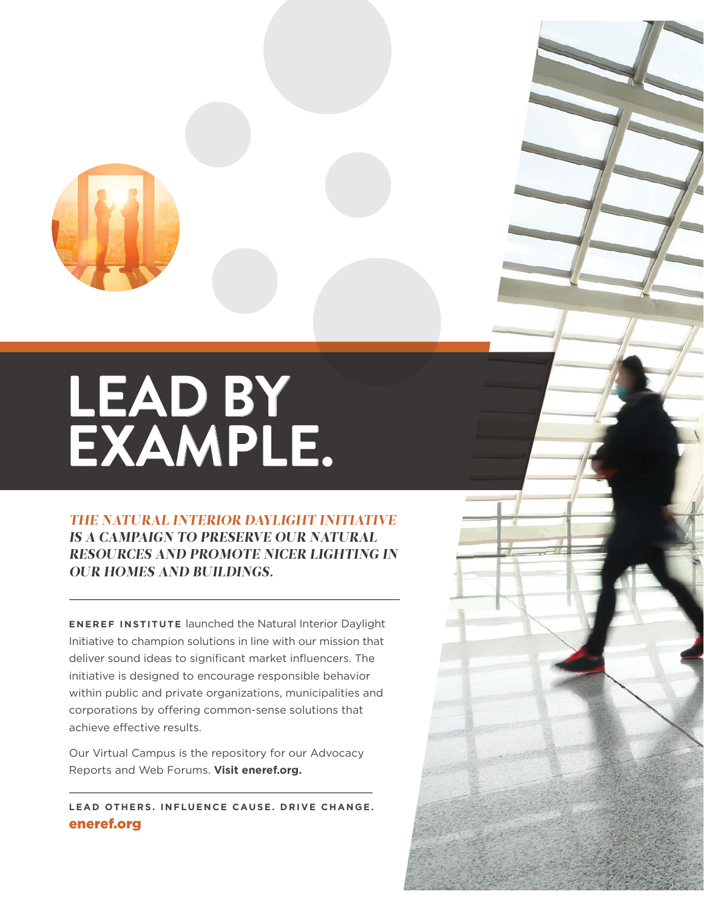# LEAD BY EXAMPLE.

***THE NATURAL INTERIOR DAYLIGHT INITIATIVE IS A CAMPAIGN TO PRESERVE OUR NATURAL RESOURCES AND PROMOTE NICER LIGHTING IN OUR HOMES AND BUILDINGS.***

---

**ENEREF INSTITUTE** launched the Natural Interior Daylight Initiative to champion solutions in line with our mission that deliver sound ideas to significant market influencers. The initiative is designed to encourage responsible behavior within public and private organizations, municipalities and corporations by offering common-sense solutions that achieve effective results.

Our Virtual Campus is the repository for our Advocacy Reports and Web Forums. **Visit eneref.org.**

---

**LEAD OTHERS. INFLUENCE CAUSE. DRIVE CHANGE.**

**eneref.org**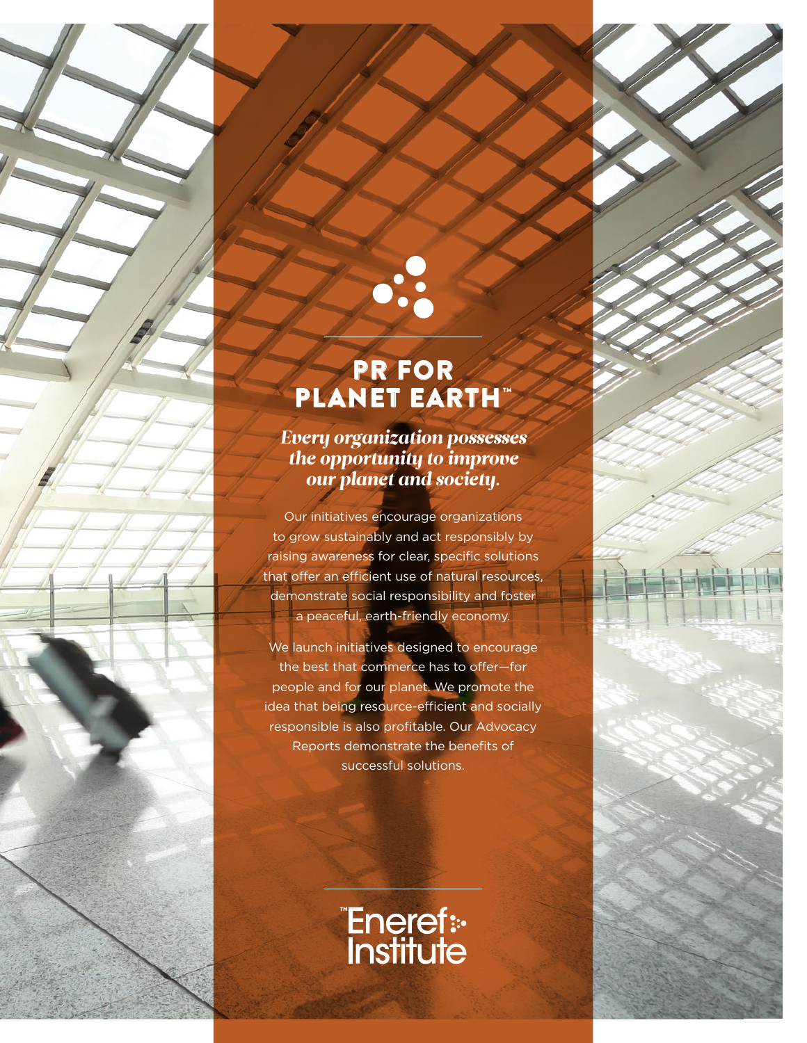# PR FOR PLANET EARTH™

***Every organization possesses the opportunity to improve our planet and society.***

Our initiatives encourage organizations to grow sustainably and act responsibly by raising awareness for clear, specific solutions that offer an efficient use of natural resources, demonstrate social responsibility and foster a peaceful, earth-friendly economy.

We launch initiatives designed to encourage the best that commerce has to offer—for people and for our planet. We promote the idea that being resource-efficient and socially responsible is also profitable. Our Advocacy Reports demonstrate the benefits of successful solutions.

™Eneref Institute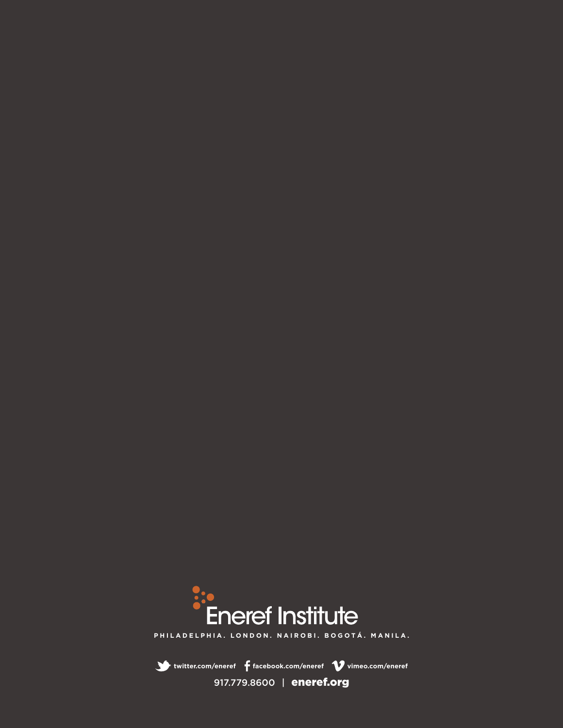Eneref Institute

PHILADELPHIA. LONDON. NAIROBI. BOGOTÁ. MANILA.

twitter.com/eneref facebook.com/eneref vimeo.com/eneref

917.779.8600 | **eneref.org**